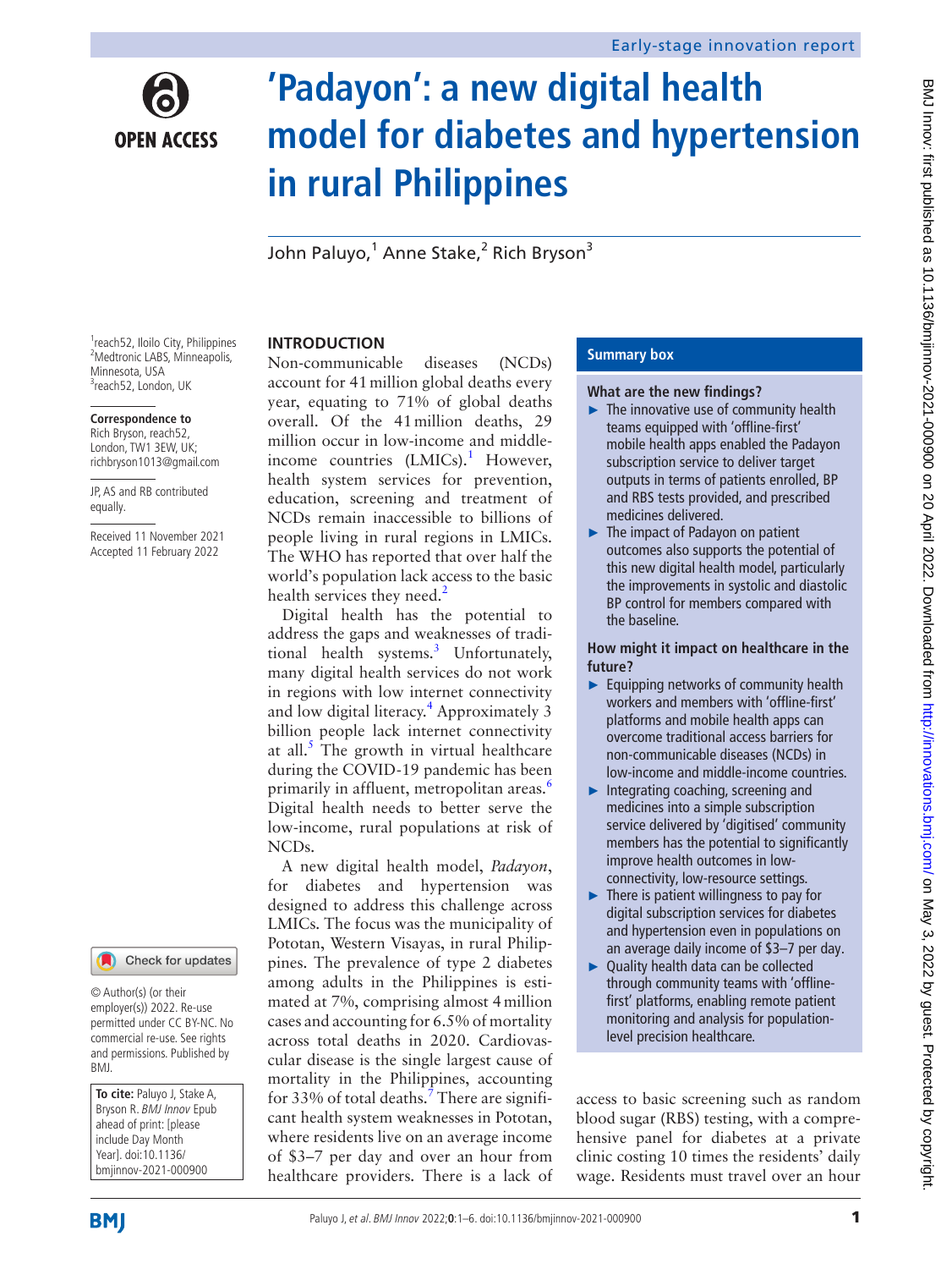Early-stage innovation report

# 'Padayon': a new digital health model for diabetes and hypertension in rural Philippines

John Paluyo,[1] Anne Stake,[2] Rich Bryson[3]

[1]reach52, Iloilo City, Philippines
[2]Medtronic LABS, Minneapolis, Minnesota, USA
[3]reach52, London, UK

**Correspondence to**
Rich Bryson, reach52, London, TW1 3EW, UK; richbryson1013@gmail.com

JP, AS and RB contributed equally.

Received 11 November 2021
Accepted 11 February 2022

© Author(s) (or their employer(s)) 2022. Re-use permitted under CC BY-NC. No commercial re-use. See rights and permissions. Published by BMJ.

**To cite:** Paluyo J, Stake A, Bryson R. *BMJ Innov* Epub ahead of print: [please include Day Month Year]. doi:10.1136/bmjinnov-2021-000900

## Summary box

**What are the new findings?**

- The innovative use of community health teams equipped with 'offline-first' mobile health apps enabled the Padayon subscription service to deliver target outputs in terms of patients enrolled, BP and RBS tests provided, and prescribed medicines delivered.
- The impact of Padayon on patient outcomes also supports the potential of this new digital health model, particularly the improvements in systolic and diastolic BP control for members compared with the baseline.

**How might it impact on healthcare in the future?**

- Equipping networks of community health workers and members with 'offline-first' platforms and mobile health apps can overcome traditional access barriers for non-communicable diseases (NCDs) in low-income and middle-income countries.
- Integrating coaching, screening and medicines into a simple subscription service delivered by 'digitised' community members has the potential to significantly improve health outcomes in low-connectivity, low-resource settings.
- There is patient willingness to pay for digital subscription services for diabetes and hypertension even in populations on an average daily income of $3–7 per day.
- Quality health data can be collected through community teams with 'offline-first' platforms, enabling remote patient monitoring and analysis for population-level precision healthcare.

## INTRODUCTION

Non-communicable diseases (NCDs) account for 41 million global deaths every year, equating to 71% of global deaths overall. Of the 41 million deaths, 29 million occur in low-income and middle-income countries (LMICs).[1] However, health system services for prevention, education, screening and treatment of NCDs remain inaccessible to billions of people living in rural regions in LMICs. The WHO has reported that over half the world's population lack access to the basic health services they need.[2]

Digital health has the potential to address the gaps and weaknesses of traditional health systems.[3] Unfortunately, many digital health services do not work in regions with low internet connectivity and low digital literacy.[4] Approximately 3 billion people lack internet connectivity at all.[5] The growth in virtual healthcare during the COVID-19 pandemic has been primarily in affluent, metropolitan areas.[6] Digital health needs to better serve the low-income, rural populations at risk of NCDs.

A new digital health model, *Padayon*, for diabetes and hypertension was designed to address this challenge across LMICs. The focus was the municipality of Pototan, Western Visayas, in rural Philippines. The prevalence of type 2 diabetes among adults in the Philippines is estimated at 7%, comprising almost 4 million cases and accounting for 6.5% of mortality across total deaths in 2020. Cardiovascular disease is the single largest cause of mortality in the Philippines, accounting for 33% of total deaths.[7] There are significant health system weaknesses in Pototan, where residents live on an average income of $3–7 per day and over an hour from healthcare providers. There is a lack of access to basic screening such as random blood sugar (RBS) testing, with a comprehensive panel for diabetes at a private clinic costing 10 times the residents' daily wage. Residents must travel over an hour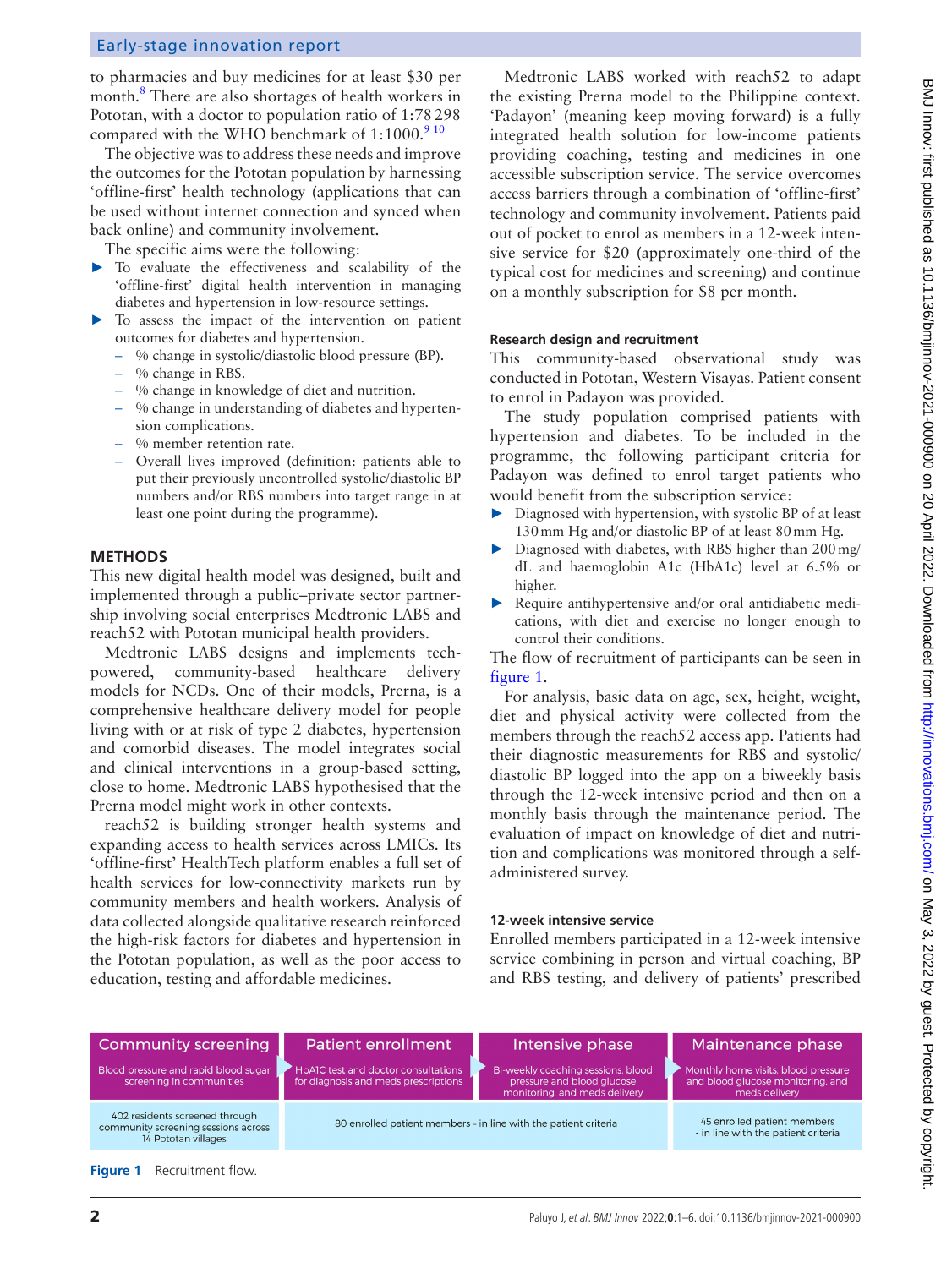to pharmacies and buy medicines for at least \$30 per month.[8] There are also shortages of health workers in Pototan, with a doctor to population ratio of 1:78 298 compared with the WHO benchmark of 1:1000.[9 10]

The objective was to address these needs and improve the outcomes for the Pototan population by harnessing 'offline-first' health technology (applications that can be used without internet connection and synced when back online) and community involvement.

The specific aims were the following:

- To evaluate the effectiveness and scalability of the 'offline-first' digital health intervention in managing diabetes and hypertension in low-resource settings.
- To assess the impact of the intervention on patient outcomes for diabetes and hypertension.
  - % change in systolic/diastolic blood pressure (BP).
  - % change in RBS.
  - % change in knowledge of diet and nutrition.
  - % change in understanding of diabetes and hypertension complications.
  - % member retention rate.
  - Overall lives improved (definition: patients able to put their previously uncontrolled systolic/diastolic BP numbers and/or RBS numbers into target range in at least one point during the programme).

## METHODS

This new digital health model was designed, built and implemented through a public–private sector partnership involving social enterprises Medtronic LABS and reach52 with Pototan municipal health providers.

Medtronic LABS designs and implements tech-powered, community-based healthcare delivery models for NCDs. One of their models, Prerna, is a comprehensive healthcare delivery model for people living with or at risk of type 2 diabetes, hypertension and comorbid diseases. The model integrates social and clinical interventions in a group-based setting, close to home. Medtronic LABS hypothesised that the Prerna model might work in other contexts.

reach52 is building stronger health systems and expanding access to health services across LMICs. Its 'offline-first' HealthTech platform enables a full set of health services for low-connectivity markets run by community members and health workers. Analysis of data collected alongside qualitative research reinforced the high-risk factors for diabetes and hypertension in the Pototan population, as well as the poor access to education, testing and affordable medicines.

Medtronic LABS worked with reach52 to adapt the existing Prerna model to the Philippine context. 'Padayon' (meaning keep moving forward) is a fully integrated health solution for low-income patients providing coaching, testing and medicines in one accessible subscription service. The service overcomes access barriers through a combination of 'offline-first' technology and community involvement. Patients paid out of pocket to enrol as members in a 12-week intensive service for \$20 (approximately one-third of the typical cost for medicines and screening) and continue on a monthly subscription for \$8 per month.

### Research design and recruitment

This community-based observational study was conducted in Pototan, Western Visayas. Patient consent to enrol in Padayon was provided.

The study population comprised patients with hypertension and diabetes. To be included in the programme, the following participant criteria for Padayon was defined to enrol target patients who would benefit from the subscription service:

- Diagnosed with hypertension, with systolic BP of at least 130 mm Hg and/or diastolic BP of at least 80 mm Hg.
- Diagnosed with diabetes, with RBS higher than 200 mg/dL and haemoglobin A1c (HbA1c) level at 6.5% or higher.
- Require antihypertensive and/or oral antidiabetic medications, with diet and exercise no longer enough to control their conditions.

The flow of recruitment of participants can be seen in figure 1.

For analysis, basic data on age, sex, height, weight, diet and physical activity were collected from the members through the reach52 access app. Patients had their diagnostic measurements for RBS and systolic/diastolic BP logged into the app on a biweekly basis through the 12-week intensive period and then on a monthly basis through the maintenance period. The evaluation of impact on knowledge of diet and nutrition and complications was monitored through a self-administered survey.

### 12-week intensive service

Enrolled members participated in a 12-week intensive service combining in person and virtual coaching, BP and RBS testing, and delivery of patients' prescribed

| Community screening | Patient enrollment | Intensive phase | Maintenance phase |
|---|---|---|---|
| Blood pressure and rapid blood sugar screening in communities | HbA1C test and doctor consultations for diagnosis and meds prescriptions | Bi-weekly coaching sessions, blood pressure and blood glucose monitoring, and meds delivery | Monthly home visits, blood pressure and blood glucose monitoring, and meds delivery |
| 402 residents screened through community screening sessions across 14 Pototan villages | 80 enrolled patient members - in line with the patient criteria | | 45 enrolled patient members - in line with the patient criteria |

**Figure 1** Recruitment flow.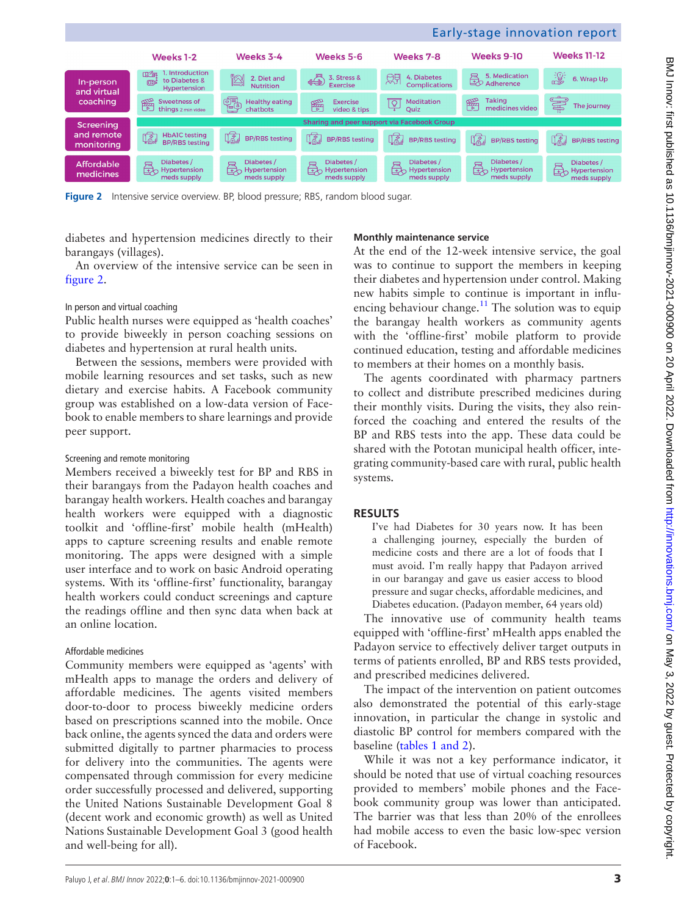| | Weeks 1-2 | Weeks 3-4 | Weeks 5-6 | Weeks 7-8 | Weeks 9-10 | Weeks 11-12 |
|---|---|---|---|---|---|---|
| In-person and virtual coaching | 1. Introduction to Diabetes & Hypertension | 2. Diet and Nutrition | 3. Stress & Exercise | 4. Diabetes Complications | 5. Medication Adherence | 6. Wrap Up |
| | Sweetness of things 2 min video | Healthy eating chatbots | Exercise video & tips | Meditation Quiz | Taking medicines video | The journey |
| | Sharing and peer support via Facebook Group | | | | | |
| Screening and remote monitoring | HbA1C testing BP/RBS testing | BP/RBS testing | BP/RBS testing | BP/RBS testing | BP/RBS testing | BP/RBS testing |
| Affordable medicines | Diabetes / Hypertension meds supply | Diabetes / Hypertension meds supply | Diabetes / Hypertension meds supply | Diabetes / Hypertension meds supply | Diabetes / Hypertension meds supply | Diabetes / Hypertension meds supply |

**Figure 2** Intensive service overview. BP, blood pressure; RBS, random blood sugar.

diabetes and hypertension medicines directly to their barangays (villages).

An overview of the intensive service can be seen in figure 2.

#### In person and virtual coaching

Public health nurses were equipped as 'health coaches' to provide biweekly in person coaching sessions on diabetes and hypertension at rural health units.

Between the sessions, members were provided with mobile learning resources and set tasks, such as new dietary and exercise habits. A Facebook community group was established on a low-data version of Facebook to enable members to share learnings and provide peer support.

#### Screening and remote monitoring

Members received a biweekly test for BP and RBS in their barangays from the Padayon health coaches and barangay health workers. Health coaches and barangay health workers were equipped with a diagnostic toolkit and 'offline-first' mobile health (mHealth) apps to capture screening results and enable remote monitoring. The apps were designed with a simple user interface and to work on basic Android operating systems. With its 'offline-first' functionality, barangay health workers could conduct screenings and capture the readings offline and then sync data when back at an online location.

#### Affordable medicines

Community members were equipped as 'agents' with mHealth apps to manage the orders and delivery of affordable medicines. The agents visited members door-to-door to process biweekly medicine orders based on prescriptions scanned into the mobile. Once back online, the agents synced the data and orders were submitted digitally to partner pharmacies to process for delivery into the communities. The agents were compensated through commission for every medicine order successfully processed and delivered, supporting the United Nations Sustainable Development Goal 8 (decent work and economic growth) as well as United Nations Sustainable Development Goal 3 (good health and well-being for all).

### Monthly maintenance service

At the end of the 12-week intensive service, the goal was to continue to support the members in keeping their diabetes and hypertension under control. Making new habits simple to continue is important in influencing behaviour change.[11] The solution was to equip the barangay health workers as community agents with the 'offline-first' mobile platform to provide continued education, testing and affordable medicines to members at their homes on a monthly basis.

The agents coordinated with pharmacy partners to collect and distribute prescribed medicines during their monthly visits. During the visits, they also reinforced the coaching and entered the results of the BP and RBS tests into the app. These data could be shared with the Pototan municipal health officer, integrating community-based care with rural, public health systems.

## RESULTS

> I've had Diabetes for 30 years now. It has been a challenging journey, especially the burden of medicine costs and there are a lot of foods that I must avoid. I'm really happy that Padayon arrived in our barangay and gave us easier access to blood pressure and sugar checks, affordable medicines, and Diabetes education. (Padayon member, 64 years old)

The innovative use of community health teams equipped with 'offline-first' mHealth apps enabled the Padayon service to effectively deliver target outputs in terms of patients enrolled, BP and RBS tests provided, and prescribed medicines delivered.

The impact of the intervention on patient outcomes also demonstrated the potential of this early-stage innovation, in particular the change in systolic and diastolic BP control for members compared with the baseline (tables 1 and 2).

While it was not a key performance indicator, it should be noted that use of virtual coaching resources provided to members' mobile phones and the Facebook community group was lower than anticipated. The barrier was that less than 20% of the enrollees had mobile access to even the basic low-spec version of Facebook.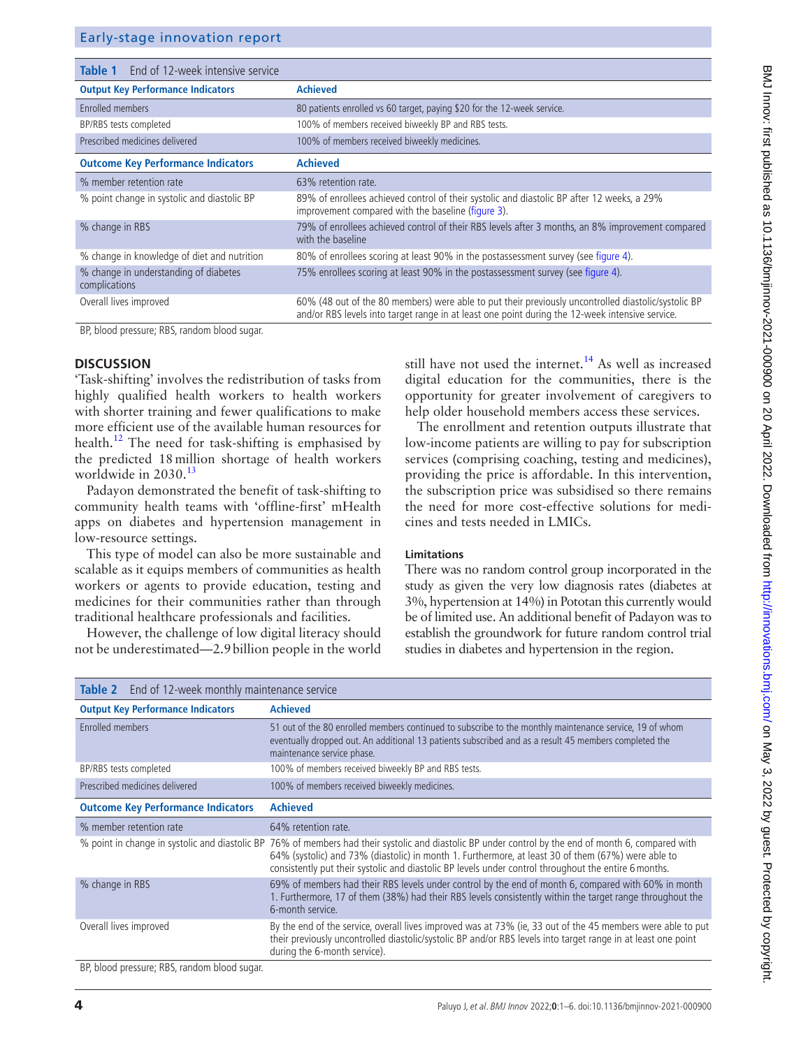**Table 1** End of 12-week intensive service

| Output Key Performance Indicators | Achieved |
|---|---|
| Enrolled members | 80 patients enrolled vs 60 target, paying $20 for the 12-week service. |
| BP/RBS tests completed | 100% of members received biweekly BP and RBS tests. |
| Prescribed medicines delivered | 100% of members received biweekly medicines. |
| **Outcome Key Performance Indicators** | **Achieved** |
| % member retention rate | 63% retention rate. |
| % point change in systolic and diastolic BP | 89% of enrollees achieved control of their systolic and diastolic BP after 12 weeks, a 29% improvement compared with the baseline (figure 3). |
| % change in RBS | 79% of enrollees achieved control of their RBS levels after 3 months, an 8% improvement compared with the baseline |
| % change in knowledge of diet and nutrition | 80% of enrollees scoring at least 90% in the postassessment survey (see figure 4). |
| % change in understanding of diabetes complications | 75% enrollees scoring at least 90% in the postassessment survey (see figure 4). |
| Overall lives improved | 60% (48 out of the 80 members) were able to put their previously uncontrolled diastolic/systolic BP and/or RBS levels into target range in at least one point during the 12-week intensive service. |

BP, blood pressure; RBS, random blood sugar.

## DISCUSSION

'Task-shifting' involves the redistribution of tasks from highly qualified health workers to health workers with shorter training and fewer qualifications to make more efficient use of the available human resources for health.[12] The need for task-shifting is emphasised by the predicted 18 million shortage of health workers worldwide in 2030.[13]

Padayon demonstrated the benefit of task-shifting to community health teams with 'offline-first' mHealth apps on diabetes and hypertension management in low-resource settings.

This type of model can also be more sustainable and scalable as it equips members of communities as health workers or agents to provide education, testing and medicines for their communities rather than through traditional healthcare professionals and facilities.

However, the challenge of low digital literacy should not be underestimated—2.9 billion people in the world still have not used the internet.[14] As well as increased digital education for the communities, there is the opportunity for greater involvement of caregivers to help older household members access these services.

The enrollment and retention outputs illustrate that low-income patients are willing to pay for subscription services (comprising coaching, testing and medicines), providing the price is affordable. In this intervention, the subscription price was subsidised so there remains the need for more cost-effective solutions for medicines and tests needed in LMICs.

### Limitations

There was no random control group incorporated in the study as given the very low diagnosis rates (diabetes at 3%, hypertension at 14%) in Pototan this currently would be of limited use. An additional benefit of Padayon was to establish the groundwork for future random control trial studies in diabetes and hypertension in the region.

**Table 2** End of 12-week monthly maintenance service

| Output Key Performance Indicators | Achieved |
|---|---|
| Enrolled members | 51 out of the 80 enrolled members continued to subscribe to the monthly maintenance service, 19 of whom eventually dropped out. An additional 13 patients subscribed and as a result 45 members completed the maintenance service phase. |
| BP/RBS tests completed | 100% of members received biweekly BP and RBS tests. |
| Prescribed medicines delivered | 100% of members received biweekly medicines. |
| **Outcome Key Performance Indicators** | **Achieved** |
| % member retention rate | 64% retention rate. |
| % point in change in systolic and diastolic BP | 76% of members had their systolic and diastolic BP under control by the end of month 6, compared with 64% (systolic) and 73% (diastolic) in month 1. Furthermore, at least 30 of them (67%) were able to consistently put their systolic and diastolic BP levels under control throughout the entire 6 months. |
| % change in RBS | 69% of members had their RBS levels under control by the end of month 6, compared with 60% in month 1. Furthermore, 17 of them (38%) had their RBS levels consistently within the target range throughout the 6-month service. |
| Overall lives improved | By the end of the service, overall lives improved was at 73% (ie, 33 out of the 45 members were able to put their previously uncontrolled diastolic/systolic BP and/or RBS levels into target range in at least one point during the 6-month service). |

BP, blood pressure; RBS, random blood sugar.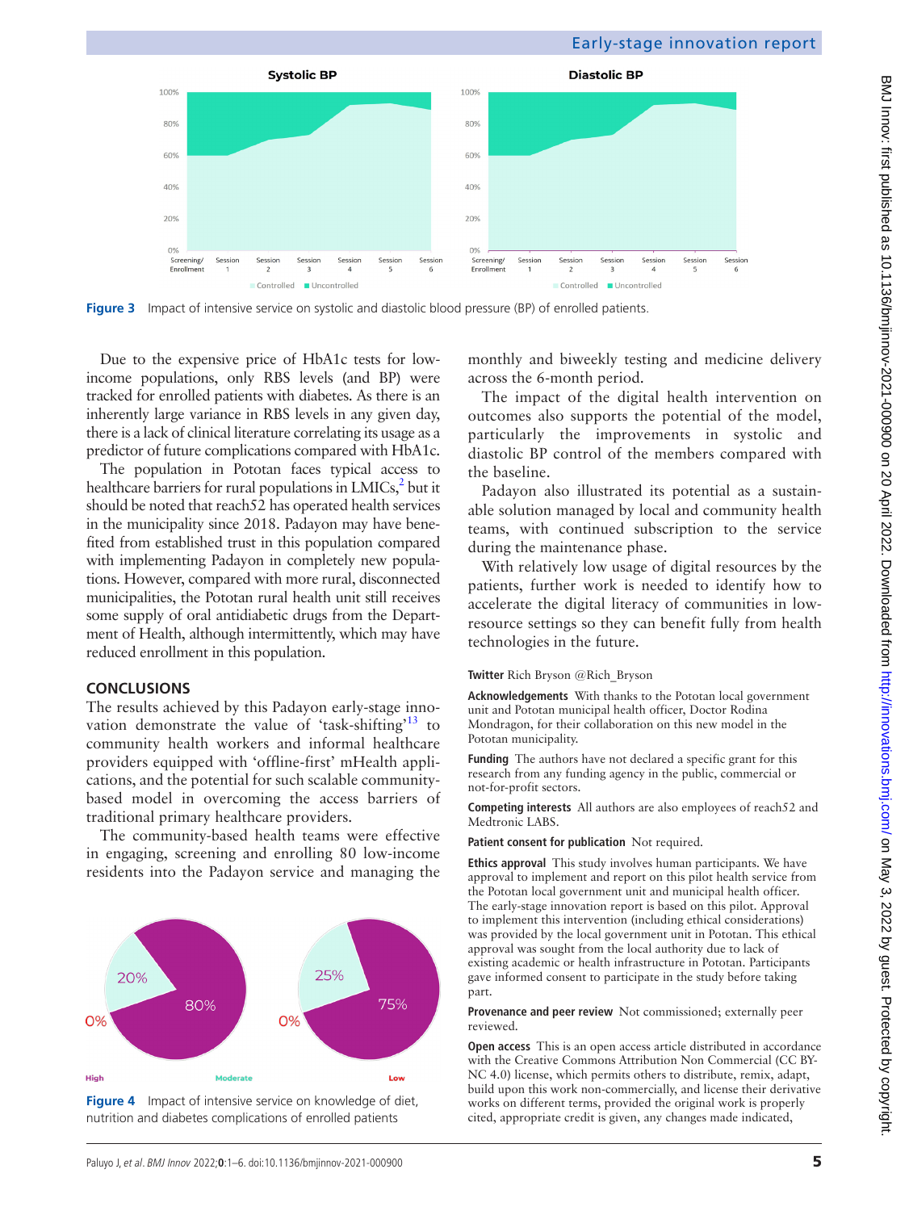Figure 3  Impact of intensive service on systolic and diastolic blood pressure (BP) of enrolled patients.

Due to the expensive price of HbA1c tests for low-income populations, only RBS levels (and BP) were tracked for enrolled patients with diabetes. As there is an inherently large variance in RBS levels in any given day, there is a lack of clinical literature correlating its usage as a predictor of future complications compared with HbA1c.

The population in Pototan faces typical access to healthcare barriers for rural populations in LMICs,[2] but it should be noted that reach52 has operated health services in the municipality since 2018. Padayon may have benefited from established trust in this population compared with implementing Padayon in completely new populations. However, compared with more rural, disconnected municipalities, the Pototan rural health unit still receives some supply of oral antidiabetic drugs from the Department of Health, although intermittently, which may have reduced enrollment in this population.

## CONCLUSIONS

The results achieved by this Padayon early-stage innovation demonstrate the value of 'task-shifting'[13] to community health workers and informal healthcare providers equipped with 'offline-first' mHealth applications, and the potential for such scalable community-based model in overcoming the access barriers of traditional primary healthcare providers.

The community-based health teams were effective in engaging, screening and enrolling 80 low-income residents into the Padayon service and managing the monthly and biweekly testing and medicine delivery across the 6-month period.

The impact of the digital health intervention on outcomes also supports the potential of the model, particularly the improvements in systolic and diastolic BP control of the members compared with the baseline.

Padayon also illustrated its potential as a sustainable solution managed by local and community health teams, with continued subscription to the service during the maintenance phase.

With relatively low usage of digital resources by the patients, further work is needed to identify how to accelerate the digital literacy of communities in low-resource settings so they can benefit fully from health technologies in the future.

Figure 4  Impact of intensive service on knowledge of diet, nutrition and diabetes complications of enrolled patients

**Twitter** Rich Bryson @Rich_Bryson

**Acknowledgements** With thanks to the Pototan local government unit and Pototan municipal health officer, Doctor Rodina Mondragon, for their collaboration on this new model in the Pototan municipality.

**Funding** The authors have not declared a specific grant for this research from any funding agency in the public, commercial or not-for-profit sectors.

**Competing interests** All authors are also employees of reach52 and Medtronic LABS.

**Patient consent for publication** Not required.

**Ethics approval** This study involves human participants. We have approval to implement and report on this pilot health service from the Pototan local government unit and municipal health officer. The early-stage innovation report is based on this pilot. Approval to implement this intervention (including ethical considerations) was provided by the local government unit in Pototan. This ethical approval was sought from the local authority due to lack of existing academic or health infrastructure in Pototan. Participants gave informed consent to participate in the study before taking part.

**Provenance and peer review** Not commissioned; externally peer reviewed.

**Open access** This is an open access article distributed in accordance with the Creative Commons Attribution Non Commercial (CC BY-NC 4.0) license, which permits others to distribute, remix, adapt, build upon this work non-commercially, and license their derivative works on different terms, provided the original work is properly cited, appropriate credit is given, any changes made indicated,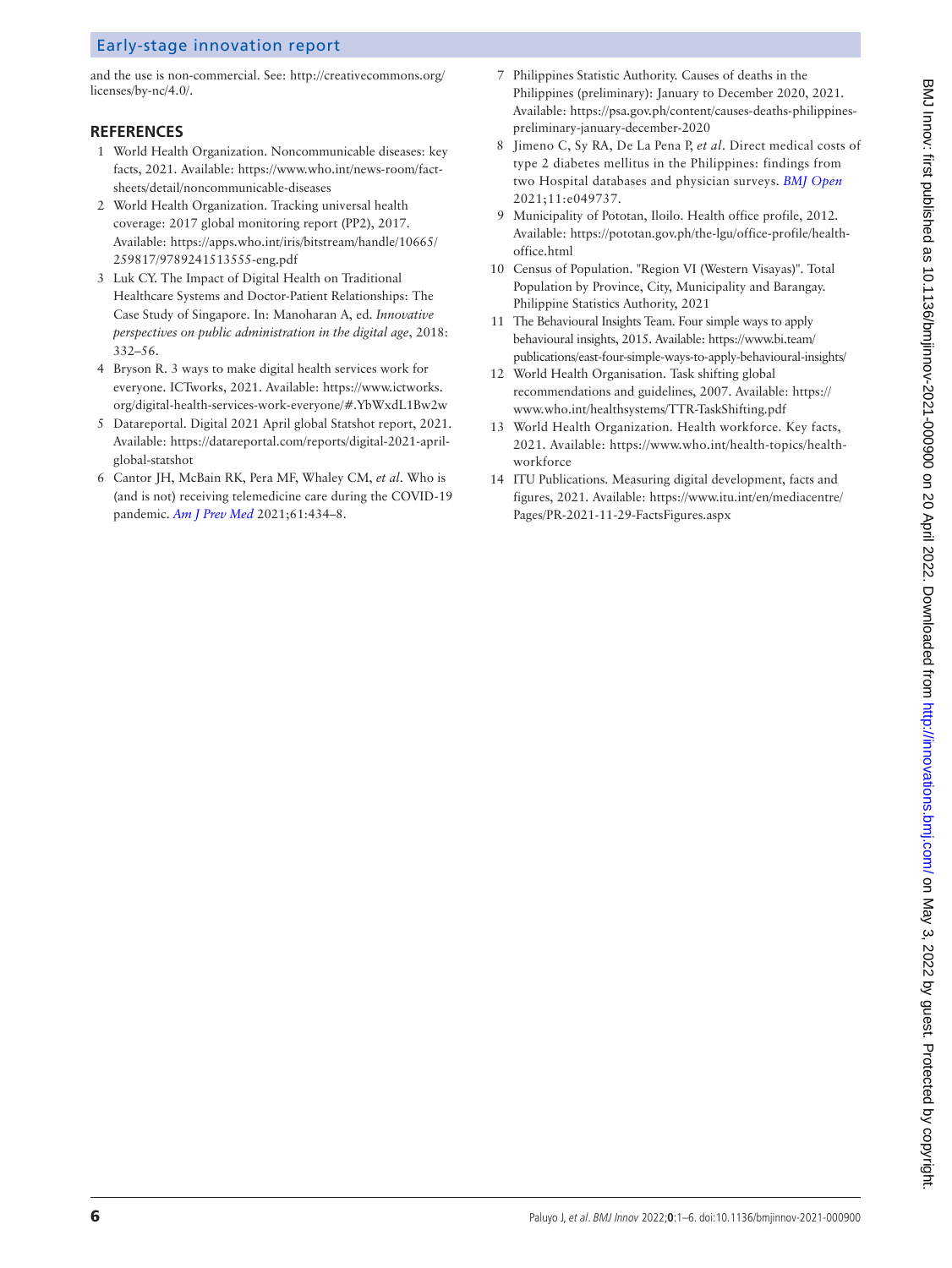and the use is non-commercial. See: http://creativecommons.org/licenses/by-nc/4.0/.

## REFERENCES

1. World Health Organization. Noncommunicable diseases: key facts, 2021. Available: https://www.who.int/news-room/fact-sheets/detail/noncommunicable-diseases
2. World Health Organization. Tracking universal health coverage: 2017 global monitoring report (PP2), 2017. Available: https://apps.who.int/iris/bitstream/handle/10665/259817/9789241513555-eng.pdf
3. Luk CY. The Impact of Digital Health on Traditional Healthcare Systems and Doctor-Patient Relationships: The Case Study of Singapore. In: Manoharan A, ed. *Innovative perspectives on public administration in the digital age*, 2018: 332–56.
4. Bryson R. 3 ways to make digital health services work for everyone. ICTworks, 2021. Available: https://www.ictworks.org/digital-health-services-work-everyone/#.YbWxdL1Bw2w
5. Datareportal. Digital 2021 April global Statshot report, 2021. Available: https://datareportal.com/reports/digital-2021-april-global-statshot
6. Cantor JH, McBain RK, Pera MF, Whaley CM, *et al*. Who is (and is not) receiving telemedicine care during the COVID-19 pandemic. *Am J Prev Med* 2021;61:434–8.
7. Philippines Statistic Authority. Causes of deaths in the Philippines (preliminary): January to December 2020, 2021. Available: https://psa.gov.ph/content/causes-deaths-philippines-preliminary-january-december-2020
8. Jimeno C, Sy RA, De La Pena P, *et al*. Direct medical costs of type 2 diabetes mellitus in the Philippines: findings from two Hospital databases and physician surveys. *BMJ Open* 2021;11:e049737.
9. Municipality of Pototan, Iloilo. Health office profile, 2012. Available: https://pototan.gov.ph/the-lgu/office-profile/health-office.html
10. Census of Population. "Region VI (Western Visayas)". Total Population by Province, City, Municipality and Barangay. Philippine Statistics Authority, 2021
11. The Behavioural Insights Team. Four simple ways to apply behavioural insights, 2015. Available: https://www.bi.team/publications/east-four-simple-ways-to-apply-behavioural-insights/
12. World Health Organisation. Task shifting global recommendations and guidelines, 2007. Available: https://www.who.int/healthsystems/TTR-TaskShifting.pdf
13. World Health Organization. Health workforce. Key facts, 2021. Available: https://www.who.int/health-topics/health-workforce
14. ITU Publications. Measuring digital development, facts and figures, 2021. Available: https://www.itu.int/en/mediacentre/Pages/PR-2021-11-29-FactsFigures.aspx